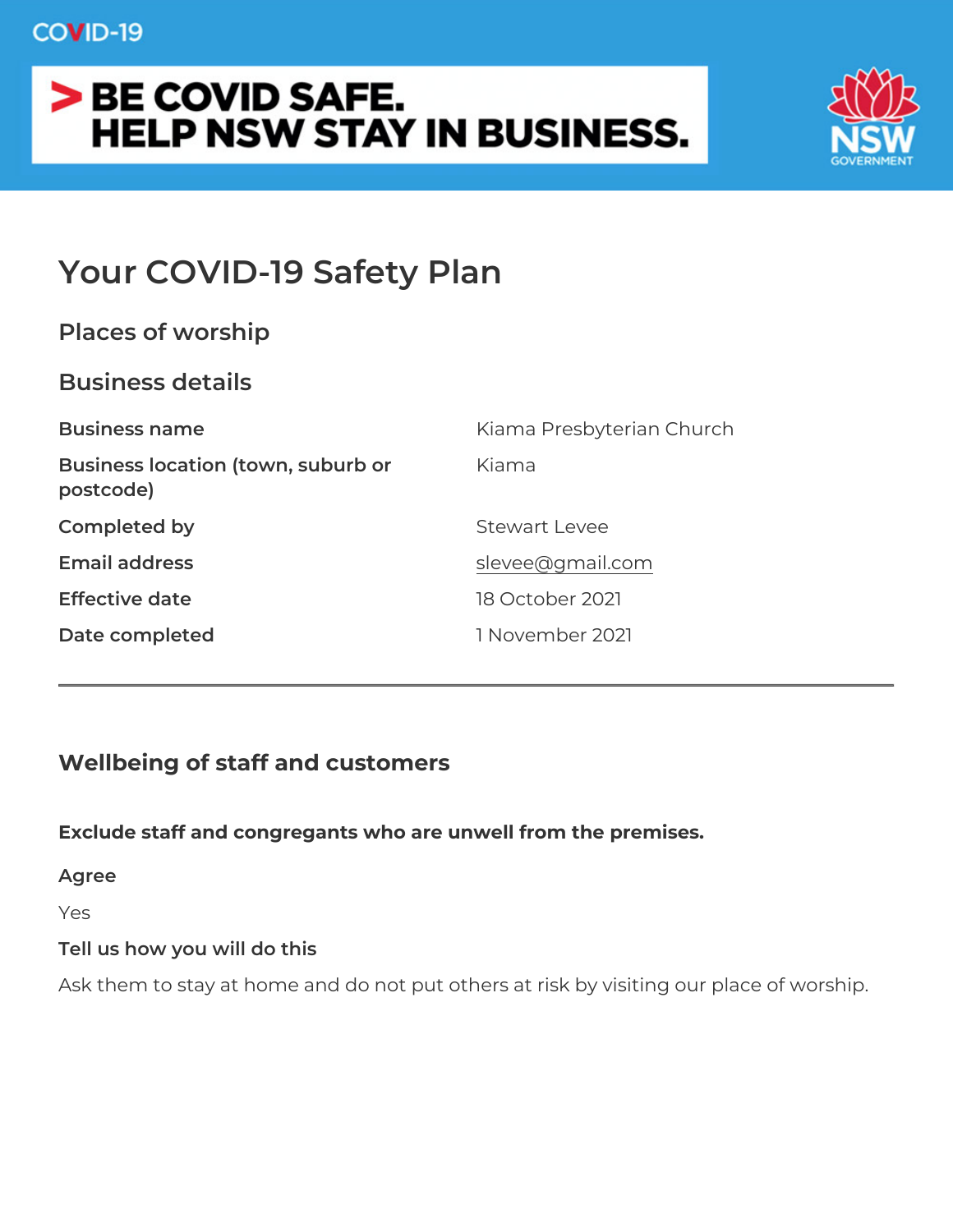COVID-19

**> BE COVID SAFE.**
**HELP NSW STAY IN BUSINESS.**

NSW GOVERNMENT

# Your COVID-19 Safety Plan

## Places of worship

## Business details

| | |
|---|---|
| **Business name** | Kiama Presbyterian Church |
| **Business location (town, suburb or postcode)** | Kiama |
| **Completed by** | Stewart Levee |
| **Email address** | slevee@gmail.com |
| **Effective date** | 18 October 2021 |
| **Date completed** | 1 November 2021 |

---

## Wellbeing of staff and customers

**Exclude staff and congregants who are unwell from the premises.**

**Agree**

Yes

**Tell us how you will do this**

Ask them to stay at home and do not put others at risk by visiting our place of worship.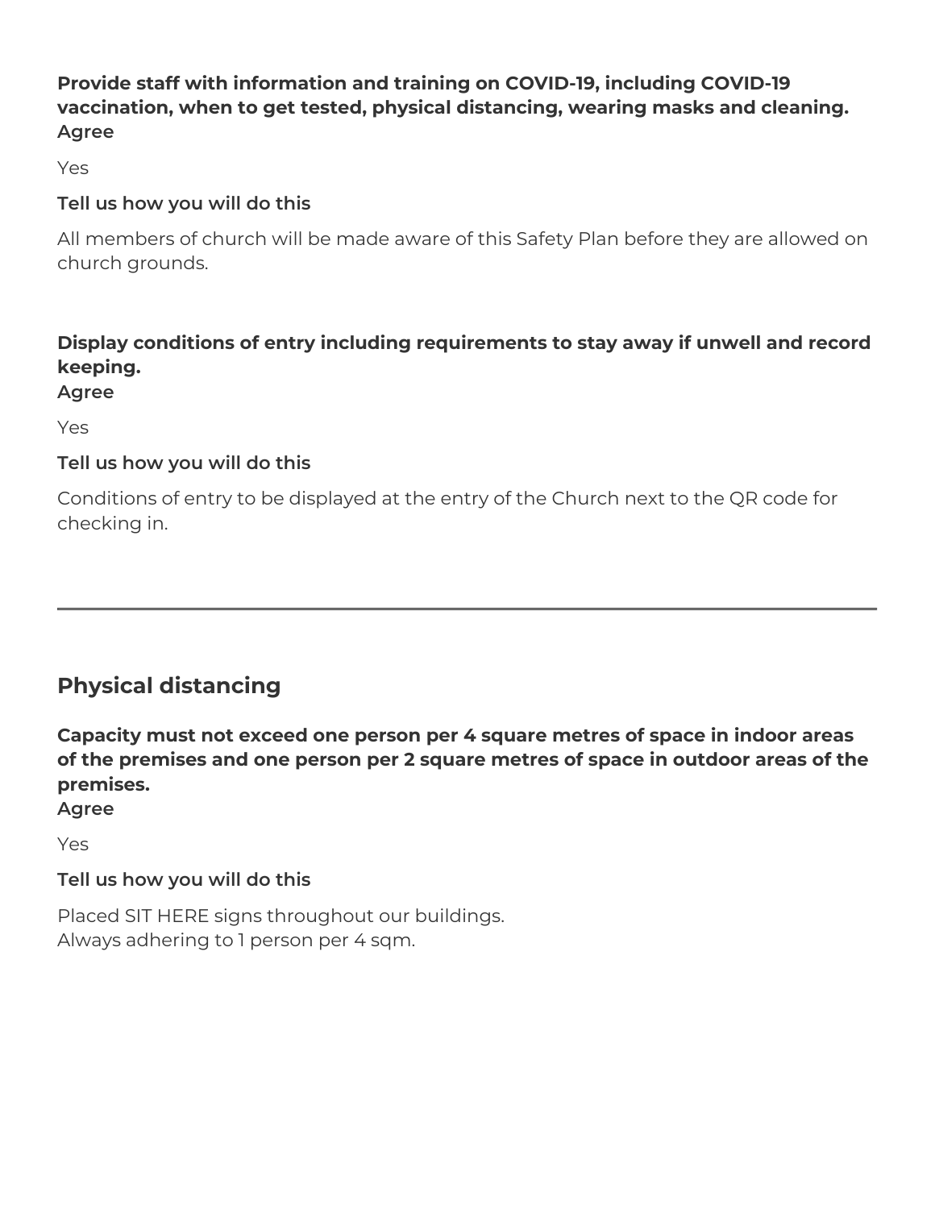**Provide staff with information and training on COVID-19, including COVID-19 vaccination, when to get tested, physical distancing, wearing masks and cleaning.**
**Agree**

Yes

**Tell us how you will do this**

All members of church will be made aware of this Safety Plan before they are allowed on church grounds.

**Display conditions of entry including requirements to stay away if unwell and record keeping.**
**Agree**

Yes

**Tell us how you will do this**

Conditions of entry to be displayed at the entry of the Church next to the QR code for checking in.

---

## Physical distancing

**Capacity must not exceed one person per 4 square metres of space in indoor areas of the premises and one person per 2 square metres of space in outdoor areas of the premises.**
**Agree**

Yes

**Tell us how you will do this**

Placed SIT HERE signs throughout our buildings.
Always adhering to 1 person per 4 sqm.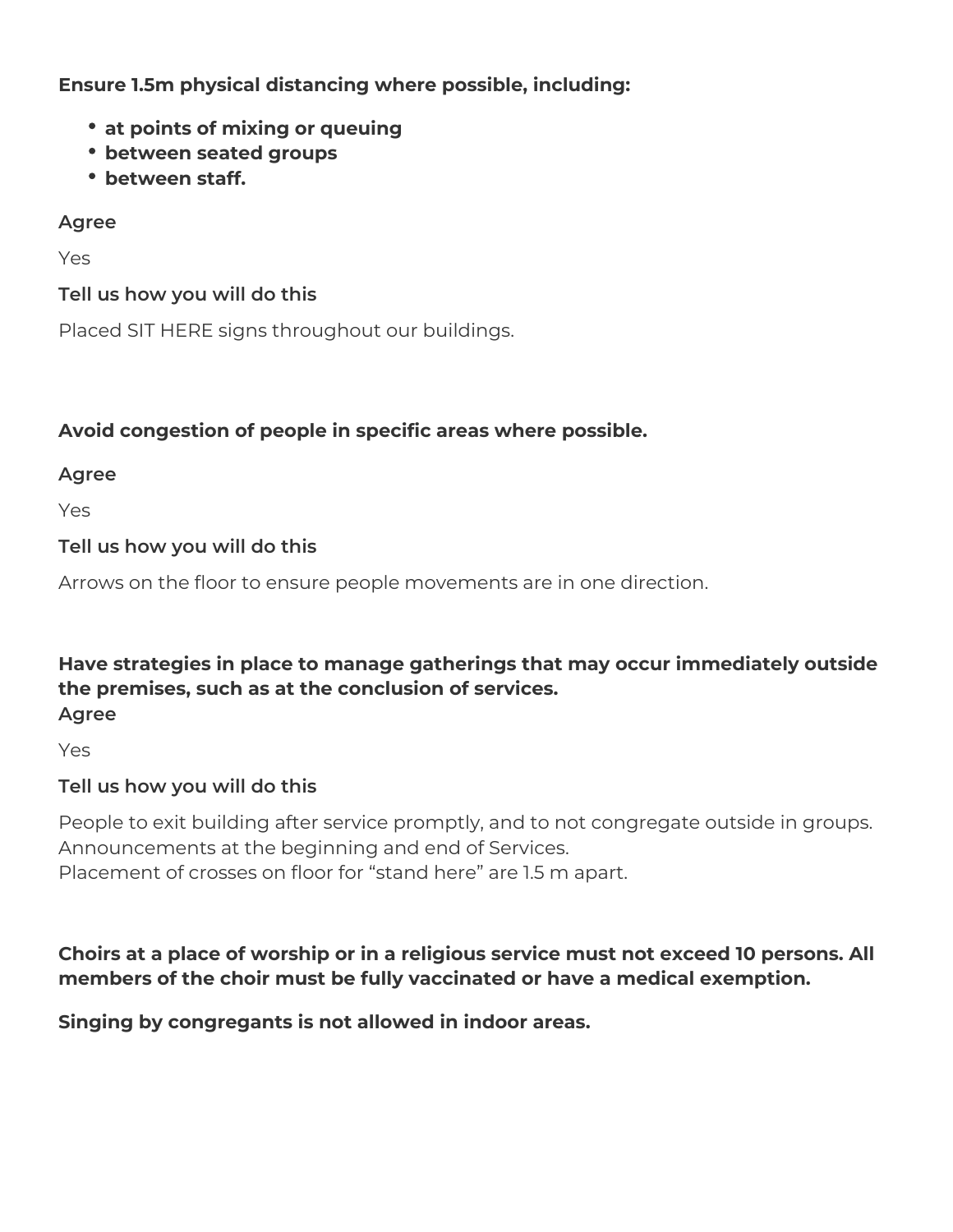**Ensure 1.5m physical distancing where possible, including:**

- **at points of mixing or queuing**
- **between seated groups**
- **between staff.**

**Agree**

Yes

**Tell us how you will do this**

Placed SIT HERE signs throughout our buildings.

**Avoid congestion of people in specific areas where possible.**

**Agree**

Yes

**Tell us how you will do this**

Arrows on the floor to ensure people movements are in one direction.

**Have strategies in place to manage gatherings that may occur immediately outside the premises, such as at the conclusion of services.**

**Agree**

Yes

**Tell us how you will do this**

People to exit building after service promptly, and to not congregate outside in groups.
Announcements at the beginning and end of Services.
Placement of crosses on floor for "stand here" are 1.5 m apart.

**Choirs at a place of worship or in a religious service must not exceed 10 persons. All members of the choir must be fully vaccinated or have a medical exemption.**

**Singing by congregants is not allowed in indoor areas.**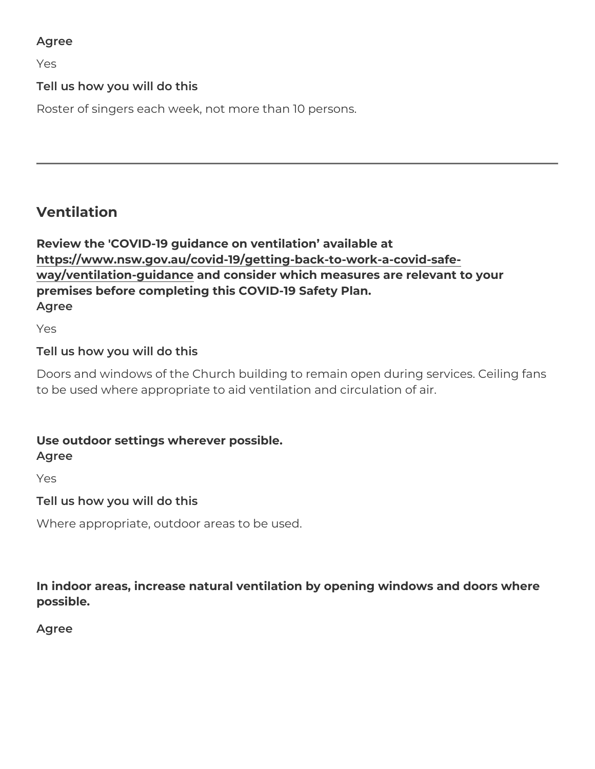**Agree**

Yes

**Tell us how you will do this**

Roster of singers each week, not more than 10 persons.

---

## Ventilation

**Review the 'COVID-19 guidance on ventilation' available at [https://www.nsw.gov.au/covid-19/getting-back-to-work-a-covid-safe-way/ventilation-guidance](https://www.nsw.gov.au/covid-19/getting-back-to-work-a-covid-safe-way/ventilation-guidance) and consider which measures are relevant to your premises before completing this COVID-19 Safety Plan.**

**Agree**

Yes

**Tell us how you will do this**

Doors and windows of the Church building to remain open during services. Ceiling fans to be used where appropriate to aid ventilation and circulation of air.

**Use outdoor settings wherever possible.**

**Agree**

Yes

**Tell us how you will do this**

Where appropriate, outdoor areas to be used.

**In indoor areas, increase natural ventilation by opening windows and doors where possible.**

**Agree**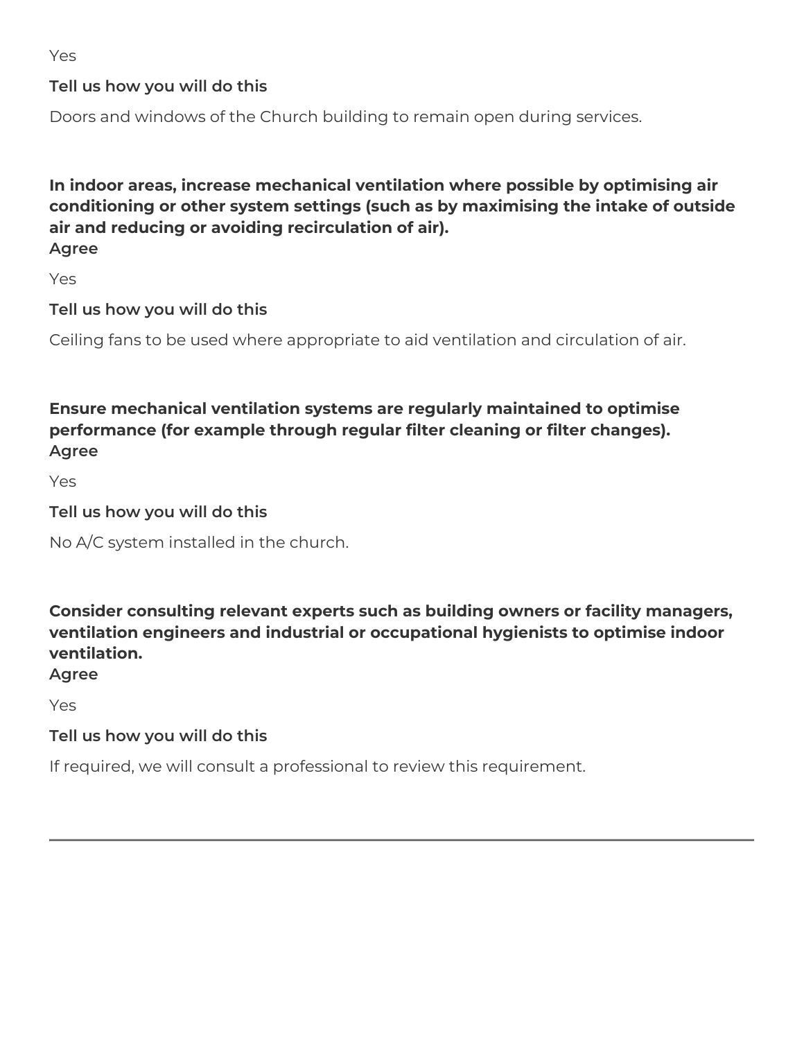Yes

**Tell us how you will do this**

Doors and windows of the Church building to remain open during services.

**In indoor areas, increase mechanical ventilation where possible by optimising air conditioning or other system settings (such as by maximising the intake of outside air and reducing or avoiding recirculation of air).**
**Agree**

Yes

**Tell us how you will do this**

Ceiling fans to be used where appropriate to aid ventilation and circulation of air.

**Ensure mechanical ventilation systems are regularly maintained to optimise performance (for example through regular filter cleaning or filter changes).**
**Agree**

Yes

**Tell us how you will do this**

No A/C system installed in the church.

**Consider consulting relevant experts such as building owners or facility managers, ventilation engineers and industrial or occupational hygienists to optimise indoor ventilation.**
**Agree**

Yes

**Tell us how you will do this**

If required, we will consult a professional to review this requirement.

---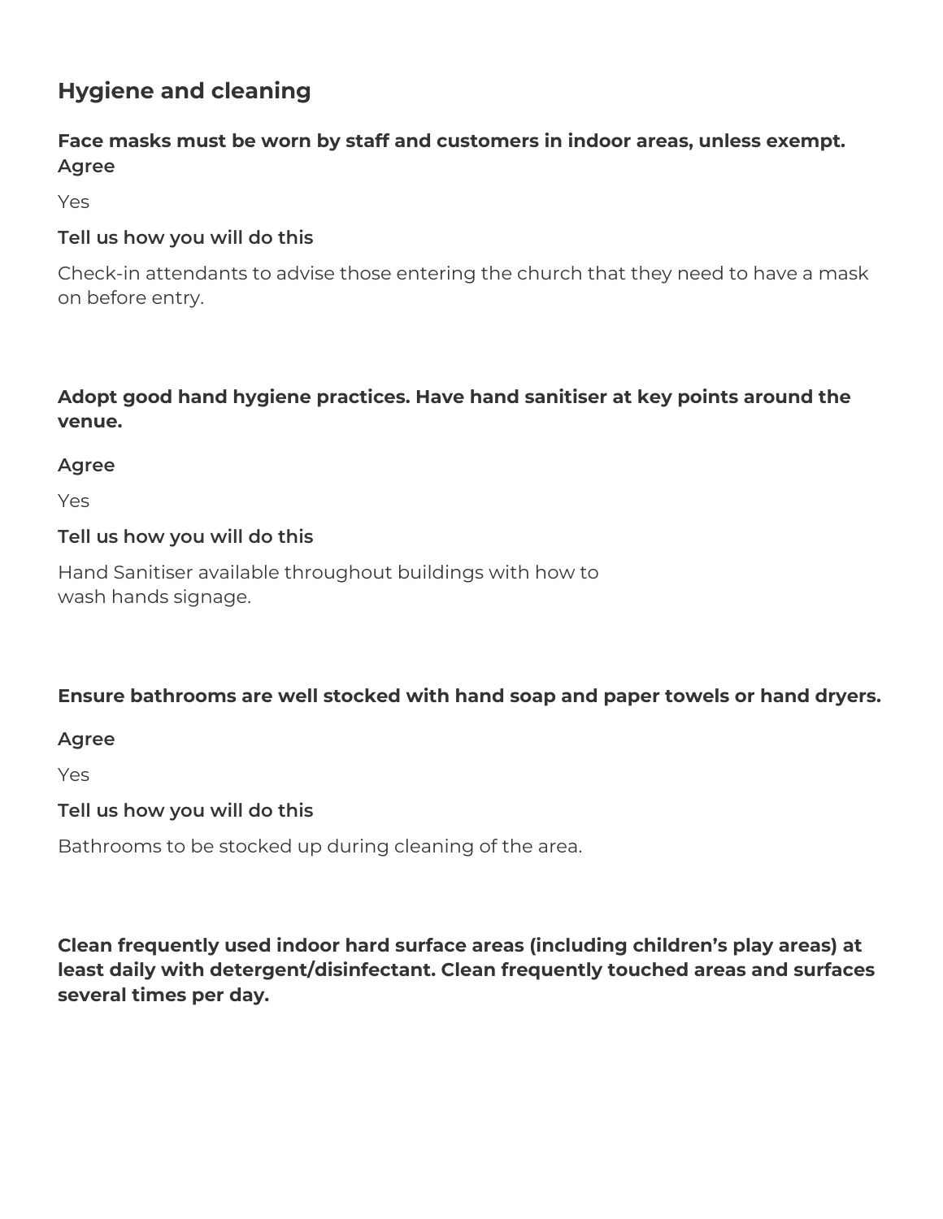## Hygiene and cleaning

**Face masks must be worn by staff and customers in indoor areas, unless exempt.**

**Agree**

Yes

**Tell us how you will do this**

Check-in attendants to advise those entering the church that they need to have a mask on before entry.

**Adopt good hand hygiene practices. Have hand sanitiser at key points around the venue.**

**Agree**

Yes

**Tell us how you will do this**

Hand Sanitiser available throughout buildings with how to wash hands signage.

**Ensure bathrooms are well stocked with hand soap and paper towels or hand dryers.**

**Agree**

Yes

**Tell us how you will do this**

Bathrooms to be stocked up during cleaning of the area.

**Clean frequently used indoor hard surface areas (including children's play areas) at least daily with detergent/disinfectant. Clean frequently touched areas and surfaces several times per day.**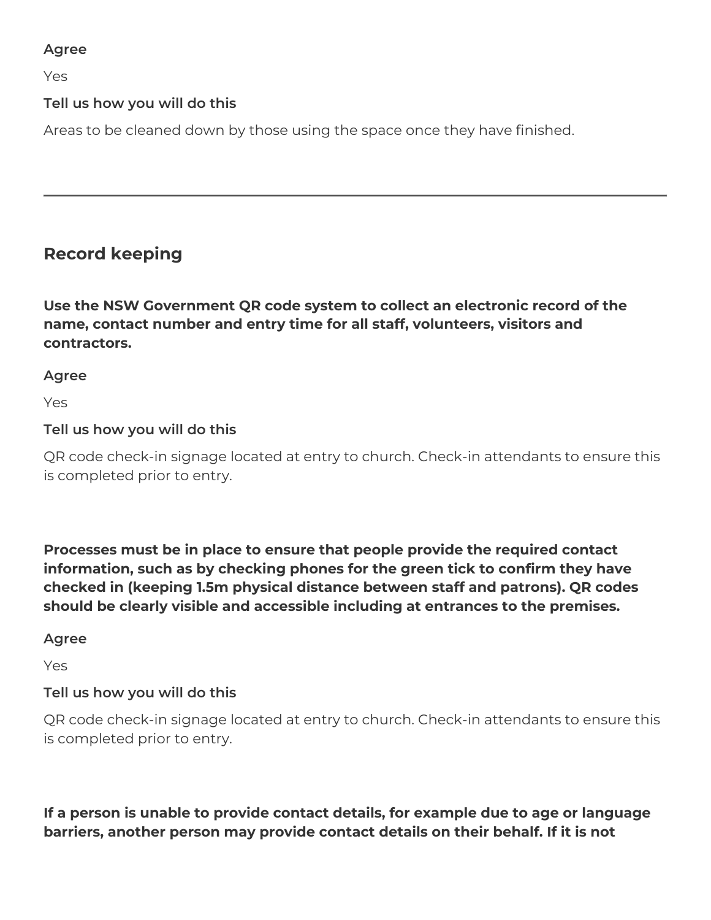**Agree**

Yes

**Tell us how you will do this**

Areas to be cleaned down by those using the space once they have finished.

---

## Record keeping

**Use the NSW Government QR code system to collect an electronic record of the name, contact number and entry time for all staff, volunteers, visitors and contractors.**

**Agree**

Yes

**Tell us how you will do this**

QR code check-in signage located at entry to church. Check-in attendants to ensure this is completed prior to entry.

**Processes must be in place to ensure that people provide the required contact information, such as by checking phones for the green tick to confirm they have checked in (keeping 1.5m physical distance between staff and patrons). QR codes should be clearly visible and accessible including at entrances to the premises.**

**Agree**

Yes

**Tell us how you will do this**

QR code check-in signage located at entry to church. Check-in attendants to ensure this is completed prior to entry.

**If a person is unable to provide contact details, for example due to age or language barriers, another person may provide contact details on their behalf. If it is not**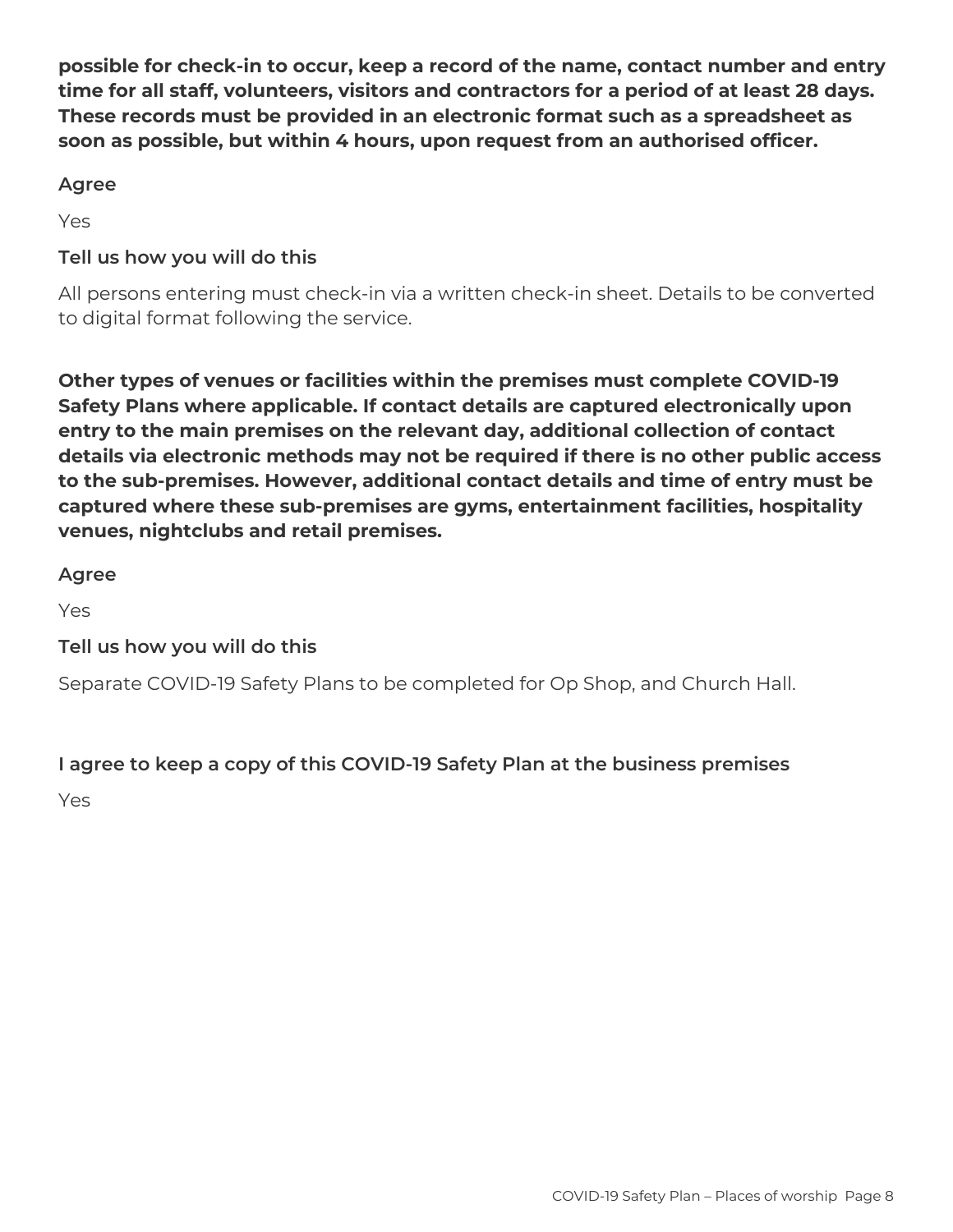**possible for check-in to occur, keep a record of the name, contact number and entry time for all staff, volunteers, visitors and contractors for a period of at least 28 days. These records must be provided in an electronic format such as a spreadsheet as soon as possible, but within 4 hours, upon request from an authorised officer.**

**Agree**

Yes

**Tell us how you will do this**

All persons entering must check-in via a written check-in sheet. Details to be converted to digital format following the service.

**Other types of venues or facilities within the premises must complete COVID-19 Safety Plans where applicable. If contact details are captured electronically upon entry to the main premises on the relevant day, additional collection of contact details via electronic methods may not be required if there is no other public access to the sub-premises. However, additional contact details and time of entry must be captured where these sub-premises are gyms, entertainment facilities, hospitality venues, nightclubs and retail premises.**

**Agree**

Yes

**Tell us how you will do this**

Separate COVID-19 Safety Plans to be completed for Op Shop, and Church Hall.

**I agree to keep a copy of this COVID-19 Safety Plan at the business premises**

Yes